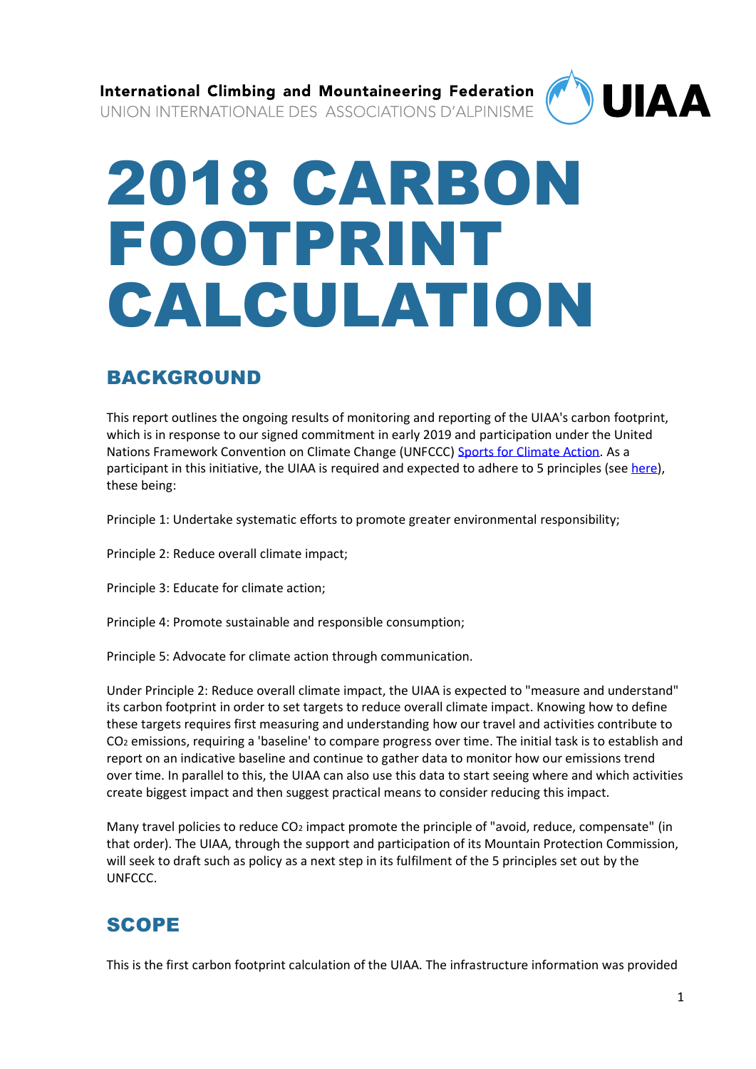International Climbing and Mountaineering Federation
UNION INTERNATIONALE DES ASSOCIATIONS D'ALPINISME

UIAA

# 2018 CARBON FOOTPRINT CALCULATION

## BACKGROUND

This report outlines the ongoing results of monitoring and reporting of the UIAA's carbon footprint, which is in response to our signed commitment in early 2019 and participation under the United Nations Framework Convention on Climate Change (UNFCCC) Sports for Climate Action. As a participant in this initiative, the UIAA is required and expected to adhere to 5 principles (see here), these being:

Principle 1: Undertake systematic efforts to promote greater environmental responsibility;

Principle 2: Reduce overall climate impact;

Principle 3: Educate for climate action;

Principle 4: Promote sustainable and responsible consumption;

Principle 5: Advocate for climate action through communication.

Under Principle 2: Reduce overall climate impact, the UIAA is expected to "measure and understand" its carbon footprint in order to set targets to reduce overall climate impact. Knowing how to define these targets requires first measuring and understanding how our travel and activities contribute to $CO_2$ emissions, requiring a 'baseline' to compare progress over time. The initial task is to establish and report on an indicative baseline and continue to gather data to monitor how our emissions trend over time. In parallel to this, the UIAA can also use this data to start seeing where and which activities create biggest impact and then suggest practical means to consider reducing this impact.

Many travel policies to reduce $CO_2$ impact promote the principle of "avoid, reduce, compensate" (in that order). The UIAA, through the support and participation of its Mountain Protection Commission, will seek to draft such as policy as a next step in its fulfilment of the 5 principles set out by the UNFCCC.

## SCOPE

This is the first carbon footprint calculation of the UIAA. The infrastructure information was provided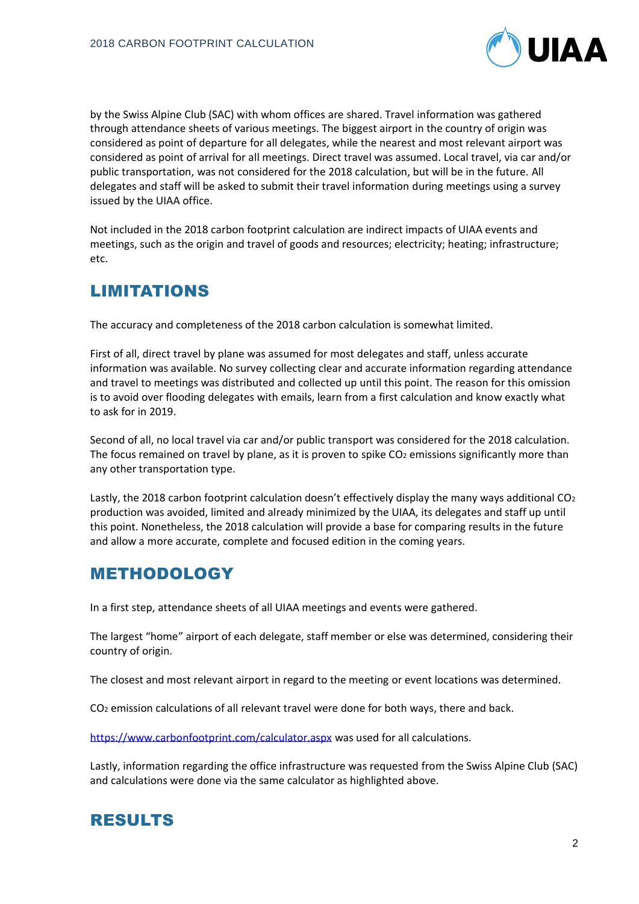by the Swiss Alpine Club (SAC) with whom offices are shared. Travel information was gathered through attendance sheets of various meetings. The biggest airport in the country of origin was considered as point of departure for all delegates, while the nearest and most relevant airport was considered as point of arrival for all meetings. Direct travel was assumed. Local travel, via car and/or public transportation, was not considered for the 2018 calculation, but will be in the future. All delegates and staff will be asked to submit their travel information during meetings using a survey issued by the UIAA office.

Not included in the 2018 carbon footprint calculation are indirect impacts of UIAA events and meetings, such as the origin and travel of goods and resources; electricity; heating; infrastructure; etc.

## LIMITATIONS

The accuracy and completeness of the 2018 carbon calculation is somewhat limited.

First of all, direct travel by plane was assumed for most delegates and staff, unless accurate information was available. No survey collecting clear and accurate information regarding attendance and travel to meetings was distributed and collected up until this point. The reason for this omission is to avoid over flooding delegates with emails, learn from a first calculation and know exactly what to ask for in 2019.

Second of all, no local travel via car and/or public transport was considered for the 2018 calculation. The focus remained on travel by plane, as it is proven to spike $CO_2$ emissions significantly more than any other transportation type.

Lastly, the 2018 carbon footprint calculation doesn't effectively display the many ways additional $CO_2$ production was avoided, limited and already minimized by the UIAA, its delegates and staff up until this point. Nonetheless, the 2018 calculation will provide a base for comparing results in the future and allow a more accurate, complete and focused edition in the coming years.

## METHODOLOGY

In a first step, attendance sheets of all UIAA meetings and events were gathered.

The largest "home" airport of each delegate, staff member or else was determined, considering their country of origin.

The closest and most relevant airport in regard to the meeting or event locations was determined.

$CO_2$ emission calculations of all relevant travel were done for both ways, there and back.

https://www.carbonfootprint.com/calculator.aspx was used for all calculations.

Lastly, information regarding the office infrastructure was requested from the Swiss Alpine Club (SAC) and calculations were done via the same calculator as highlighted above.

## RESULTS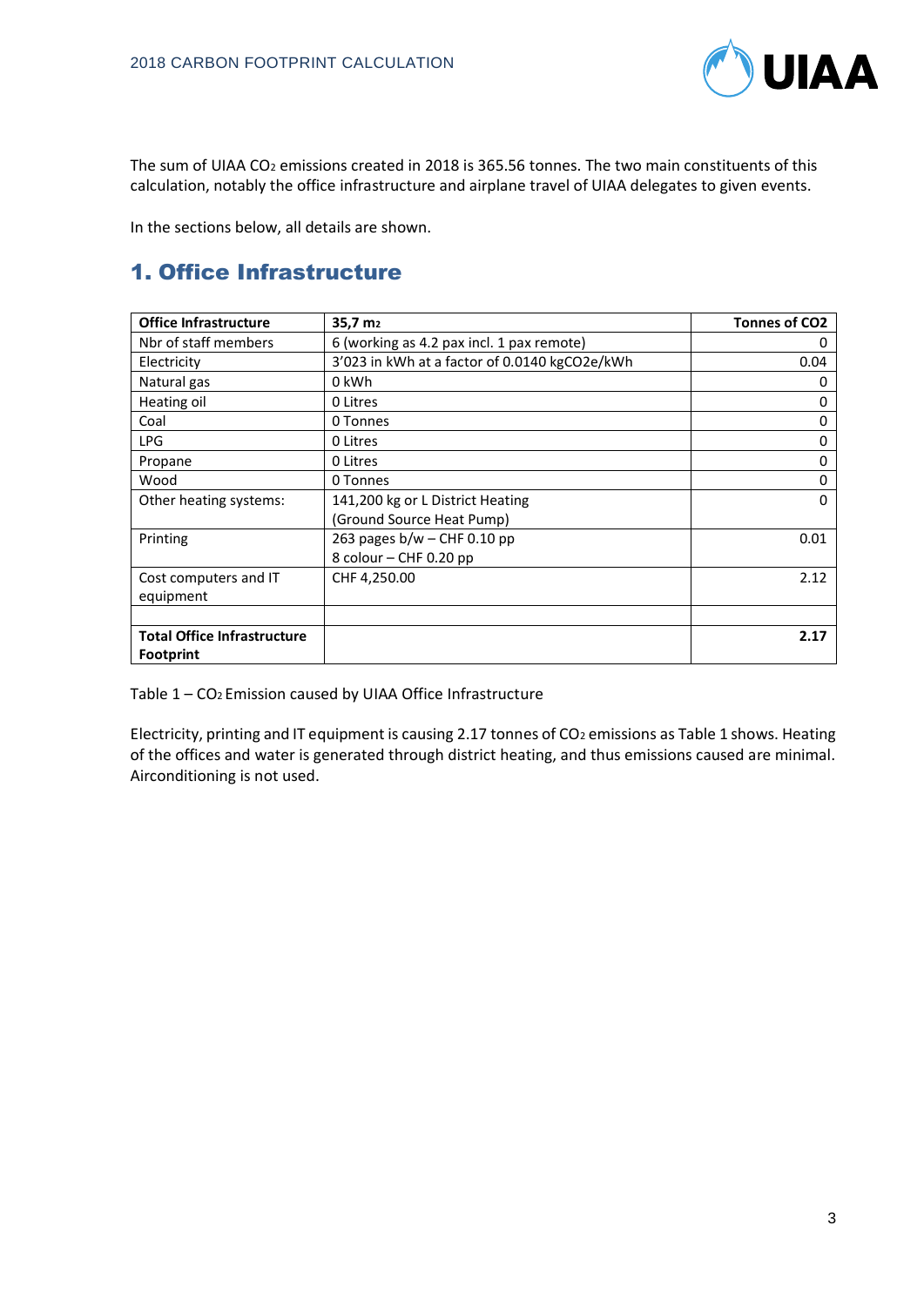The sum of UIAA $CO_2$ emissions created in 2018 is 365.56 tonnes. The two main constituents of this calculation, notably the office infrastructure and airplane travel of UIAA delegates to given events.

In the sections below, all details are shown.

## 1. Office Infrastructure

| **Office Infrastructure** | **35,7 m2** | **Tonnes of CO2** |
|---|---|---|
| Nbr of staff members | 6 (working as 4.2 pax incl. 1 pax remote) | 0 |
| Electricity | 3'023 in kWh at a factor of 0.0140 kgCO2e/kWh | 0.04 |
| Natural gas | 0 kWh | 0 |
| Heating oil | 0 Litres | 0 |
| Coal | 0 Tonnes | 0 |
| LPG | 0 Litres | 0 |
| Propane | 0 Litres | 0 |
| Wood | 0 Tonnes | 0 |
| Other heating systems: | 141,200 kg or L District Heating (Ground Source Heat Pump) | 0 |
| Printing | 263 pages b/w – CHF 0.10 pp<br>8 colour – CHF 0.20 pp | 0.01 |
| Cost computers and IT equipment | CHF 4,250.00 | 2.12 |
| | | |
| **Total Office Infrastructure Footprint** | | **2.17** |

Table 1 – $CO_2$ Emission caused by UIAA Office Infrastructure

Electricity, printing and IT equipment is causing 2.17 tonnes of $CO_2$ emissions as Table 1 shows. Heating of the offices and water is generated through district heating, and thus emissions caused are minimal. Airconditioning is not used.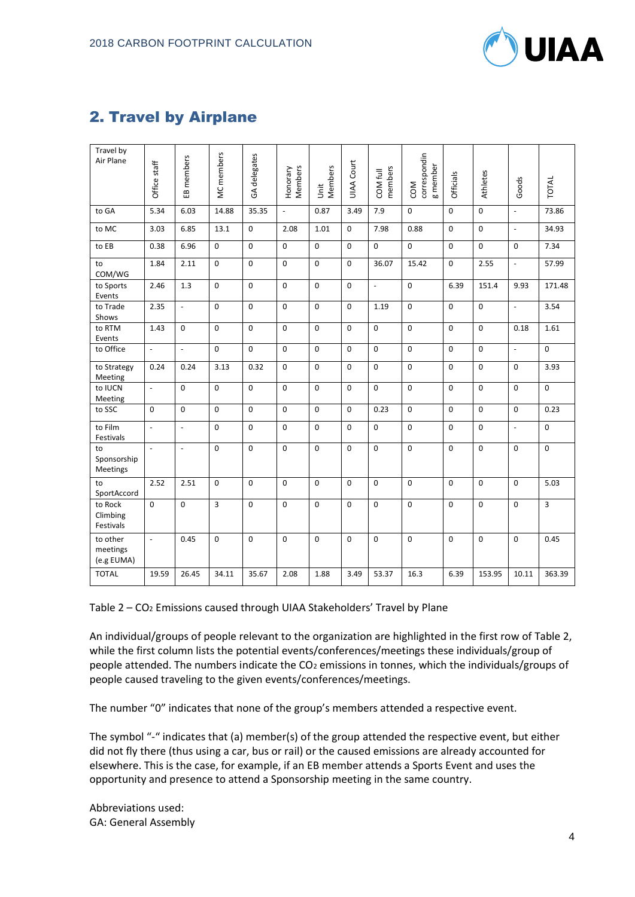## 2. Travel by Airplane

| Travel by Air Plane | Office staff | EB members | MC members | GA delegates | Honorary Members | Unit Members | UIAA Court | COM full members | COM corresponding member | Officials | Athletes | Goods | TOTAL |
|---|---|---|---|---|---|---|---|---|---|---|---|---|---|
| to GA | 5.34 | 6.03 | 14.88 | 35.35 | - | 0.87 | 3.49 | 7.9 | 0 | 0 | 0 | - | 73.86 |
| to MC | 3.03 | 6.85 | 13.1 | 0 | 2.08 | 1.01 | 0 | 7.98 | 0.88 | 0 | 0 | - | 34.93 |
| to EB | 0.38 | 6.96 | 0 | 0 | 0 | 0 | 0 | 0 | 0 | 0 | 0 | 0 | 7.34 |
| to COM/WG | 1.84 | 2.11 | 0 | 0 | 0 | 0 | 0 | 36.07 | 15.42 | 0 | 2.55 | - | 57.99 |
| to Sports Events | 2.46 | 1.3 | 0 | 0 | 0 | 0 | 0 | - | 0 | 6.39 | 151.4 | 9.93 | 171.48 |
| to Trade Shows | 2.35 | - | 0 | 0 | 0 | 0 | 0 | 1.19 | 0 | 0 | 0 | - | 3.54 |
| to RTM Events | 1.43 | 0 | 0 | 0 | 0 | 0 | 0 | 0 | 0 | 0 | 0 | 0.18 | 1.61 |
| to Office | - | - | 0 | 0 | 0 | 0 | 0 | 0 | 0 | 0 | 0 | - | 0 |
| to Strategy Meeting | 0.24 | 0.24 | 3.13 | 0.32 | 0 | 0 | 0 | 0 | 0 | 0 | 0 | 0 | 3.93 |
| to IUCN Meeting | - | 0 | 0 | 0 | 0 | 0 | 0 | 0 | 0 | 0 | 0 | 0 | 0 |
| to SSC | 0 | 0 | 0 | 0 | 0 | 0 | 0 | 0.23 | 0 | 0 | 0 | 0 | 0.23 |
| to Film Festivals | - | - | 0 | 0 | 0 | 0 | 0 | 0 | 0 | 0 | 0 | - | 0 |
| to Sponsorship Meetings | - | - | 0 | 0 | 0 | 0 | 0 | 0 | 0 | 0 | 0 | 0 | 0 |
| to SportAccord | 2.52 | 2.51 | 0 | 0 | 0 | 0 | 0 | 0 | 0 | 0 | 0 | 0 | 5.03 |
| to Rock Climbing Festivals | 0 | 0 | 3 | 0 | 0 | 0 | 0 | 0 | 0 | 0 | 0 | 0 | 3 |
| to other meetings (e.g EUMA) | - | 0.45 | 0 | 0 | 0 | 0 | 0 | 0 | 0 | 0 | 0 | 0 | 0.45 |
| TOTAL | 19.59 | 26.45 | 34.11 | 35.67 | 2.08 | 1.88 | 3.49 | 53.37 | 16.3 | 6.39 | 153.95 | 10.11 | 363.39 |

Table 2 – $CO_2$ Emissions caused through UIAA Stakeholders' Travel by Plane

An individual/groups of people relevant to the organization are highlighted in the first row of Table 2, while the first column lists the potential events/conferences/meetings these individuals/group of people attended. The numbers indicate the $CO_2$ emissions in tonnes, which the individuals/groups of people caused traveling to the given events/conferences/meetings.

The number "0" indicates that none of the group's members attended a respective event.

The symbol "-" indicates that (a) member(s) of the group attended the respective event, but either did not fly there (thus using a car, bus or rail) or the caused emissions are already accounted for elsewhere. This is the case, for example, if an EB member attends a Sports Event and uses the opportunity and presence to attend a Sponsorship meeting in the same country.

Abbreviations used:
GA: General Assembly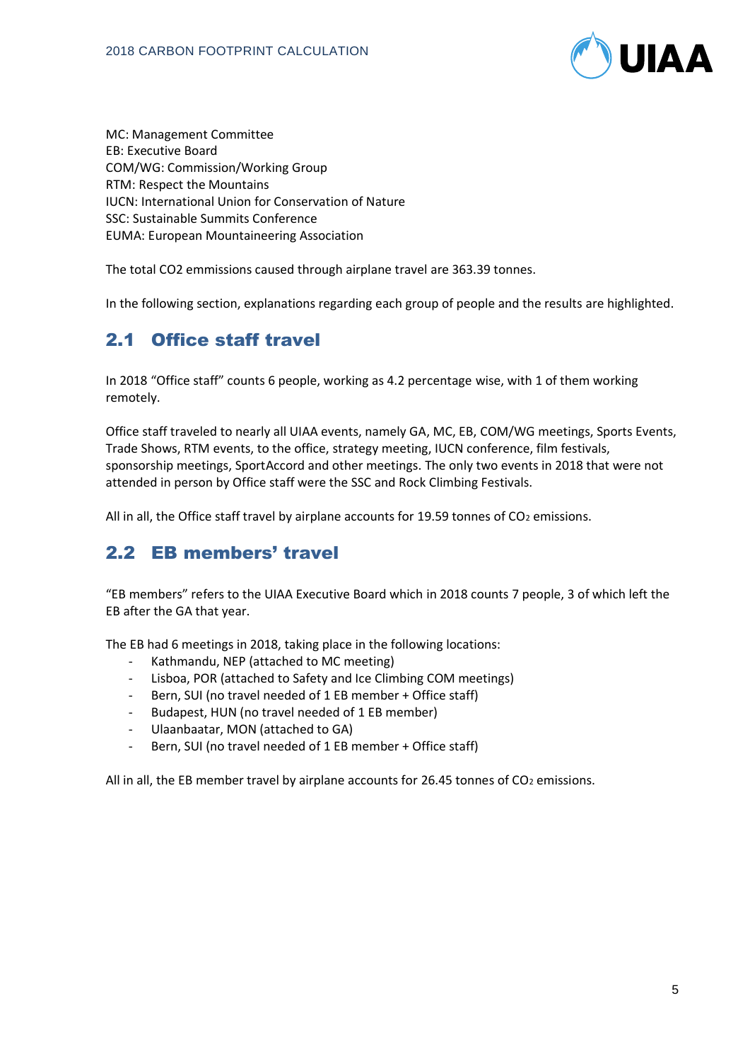MC: Management Committee
EB: Executive Board
COM/WG: Commission/Working Group
RTM: Respect the Mountains
IUCN: International Union for Conservation of Nature
SSC: Sustainable Summits Conference
EUMA: European Mountaineering Association

The total CO2 emmissions caused through airplane travel are 363.39 tonnes.

In the following section, explanations regarding each group of people and the results are highlighted.

## 2.1 Office staff travel

In 2018 "Office staff" counts 6 people, working as 4.2 percentage wise, with 1 of them working remotely.

Office staff traveled to nearly all UIAA events, namely GA, MC, EB, COM/WG meetings, Sports Events, Trade Shows, RTM events, to the office, strategy meeting, IUCN conference, film festivals, sponsorship meetings, SportAccord and other meetings. The only two events in 2018 that were not attended in person by Office staff were the SSC and Rock Climbing Festivals.

All in all, the Office staff travel by airplane accounts for 19.59 tonnes of $CO_2$ emissions.

## 2.2 EB members' travel

"EB members" refers to the UIAA Executive Board which in 2018 counts 7 people, 3 of which left the EB after the GA that year.

The EB had 6 meetings in 2018, taking place in the following locations:

- Kathmandu, NEP (attached to MC meeting)
- Lisboa, POR (attached to Safety and Ice Climbing COM meetings)
- Bern, SUI (no travel needed of 1 EB member + Office staff)
- Budapest, HUN (no travel needed of 1 EB member)
- Ulaanbaatar, MON (attached to GA)
- Bern, SUI (no travel needed of 1 EB member + Office staff)

All in all, the EB member travel by airplane accounts for 26.45 tonnes of $CO_2$ emissions.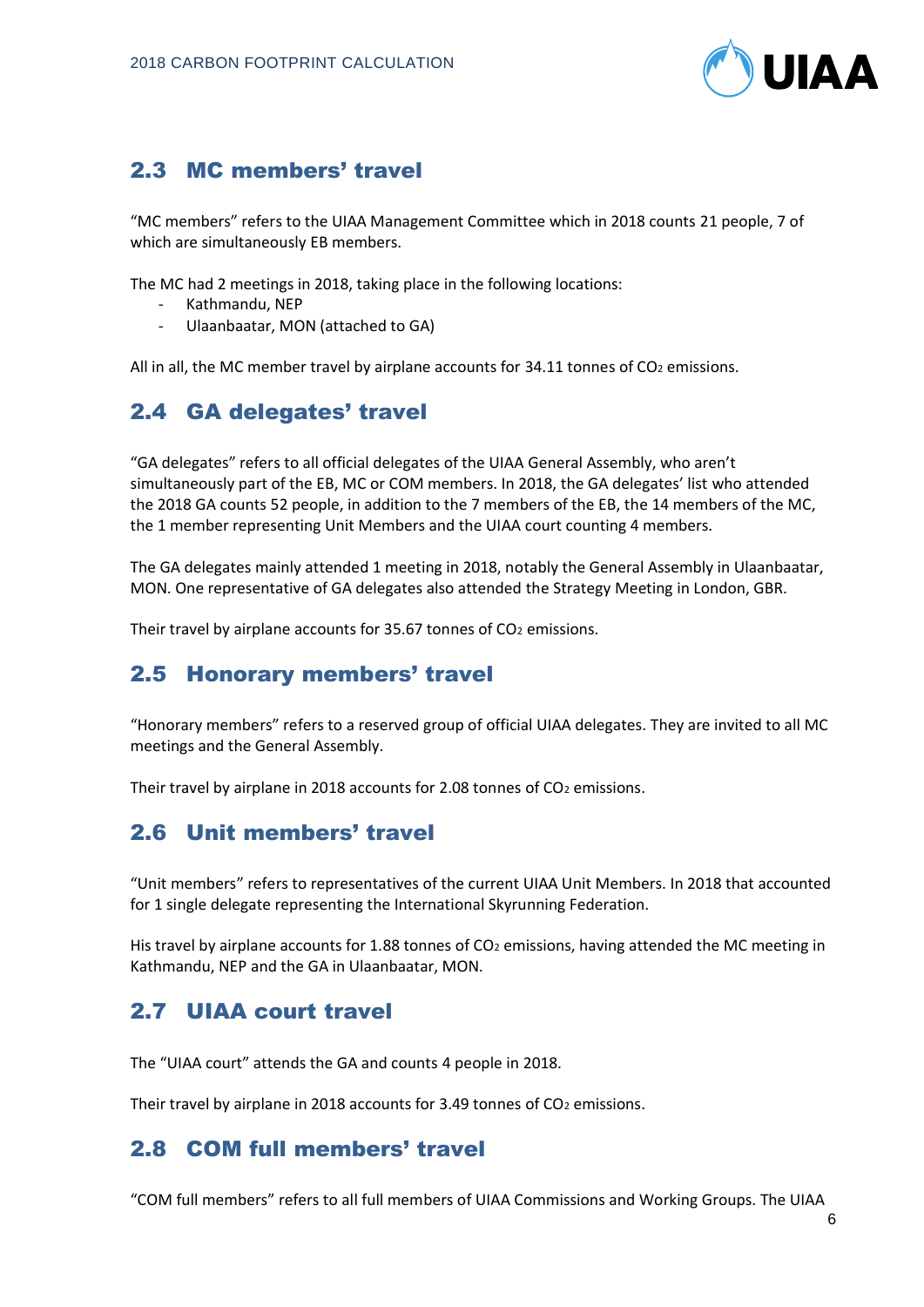## 2.3 MC members' travel

"MC members" refers to the UIAA Management Committee which in 2018 counts 21 people, 7 of which are simultaneously EB members.

The MC had 2 meetings in 2018, taking place in the following locations:

- Kathmandu, NEP
- Ulaanbaatar, MON (attached to GA)

All in all, the MC member travel by airplane accounts for 34.11 tonnes of $CO_2$ emissions.

## 2.4 GA delegates' travel

"GA delegates" refers to all official delegates of the UIAA General Assembly, who aren't simultaneously part of the EB, MC or COM members. In 2018, the GA delegates' list who attended the 2018 GA counts 52 people, in addition to the 7 members of the EB, the 14 members of the MC, the 1 member representing Unit Members and the UIAA court counting 4 members.

The GA delegates mainly attended 1 meeting in 2018, notably the General Assembly in Ulaanbaatar, MON. One representative of GA delegates also attended the Strategy Meeting in London, GBR.

Their travel by airplane accounts for 35.67 tonnes of $CO_2$ emissions.

## 2.5 Honorary members' travel

"Honorary members" refers to a reserved group of official UIAA delegates. They are invited to all MC meetings and the General Assembly.

Their travel by airplane in 2018 accounts for 2.08 tonnes of $CO_2$ emissions.

## 2.6 Unit members' travel

"Unit members" refers to representatives of the current UIAA Unit Members. In 2018 that accounted for 1 single delegate representing the International Skyrunning Federation.

His travel by airplane accounts for 1.88 tonnes of $CO_2$ emissions, having attended the MC meeting in Kathmandu, NEP and the GA in Ulaanbaatar, MON.

## 2.7 UIAA court travel

The "UIAA court" attends the GA and counts 4 people in 2018.

Their travel by airplane in 2018 accounts for 3.49 tonnes of $CO_2$ emissions.

## 2.8 COM full members' travel

"COM full members" refers to all full members of UIAA Commissions and Working Groups. The UIAA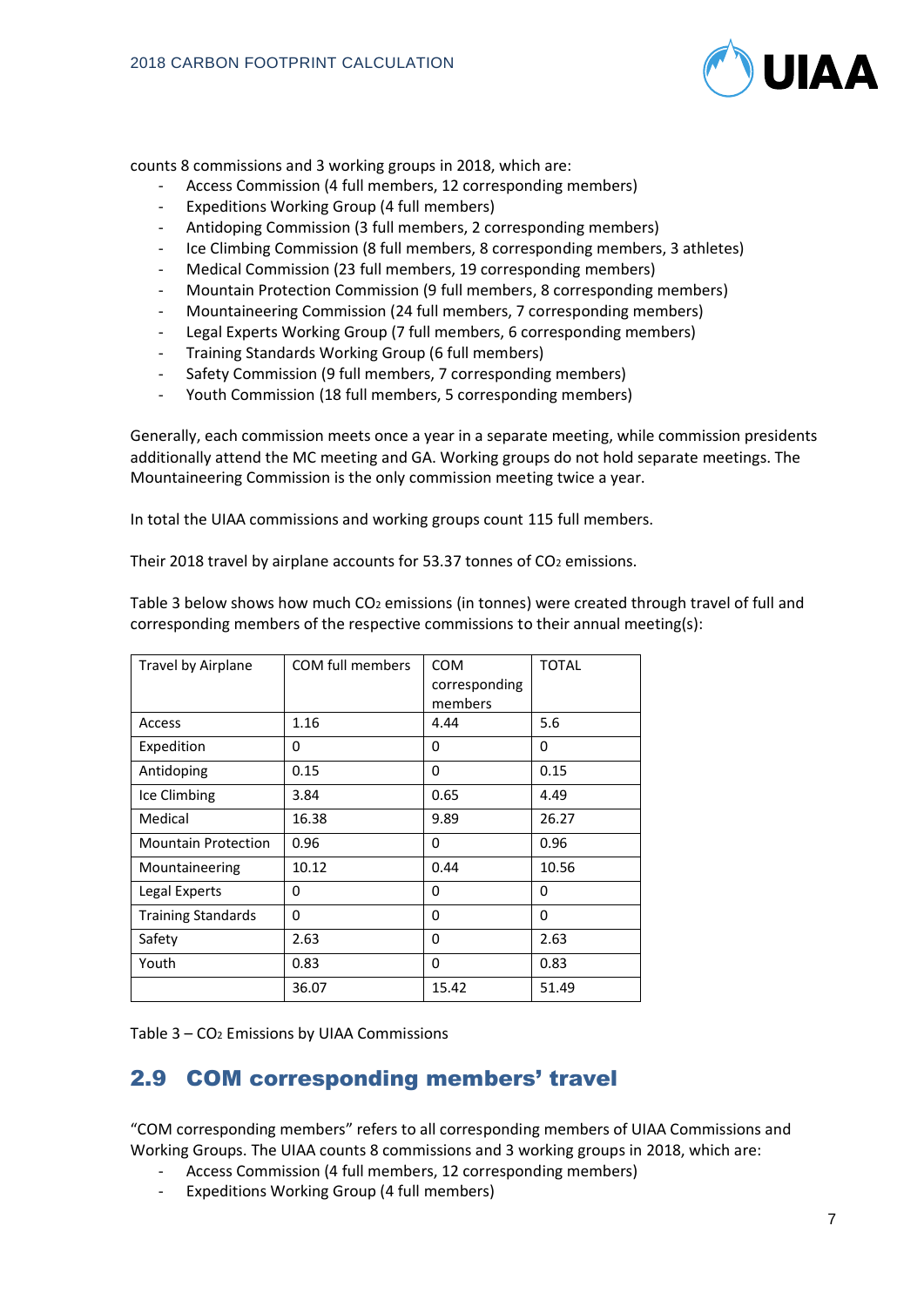counts 8 commissions and 3 working groups in 2018, which are:

- Access Commission (4 full members, 12 corresponding members)
- Expeditions Working Group (4 full members)
- Antidoping Commission (3 full members, 2 corresponding members)
- Ice Climbing Commission (8 full members, 8 corresponding members, 3 athletes)
- Medical Commission (23 full members, 19 corresponding members)
- Mountain Protection Commission (9 full members, 8 corresponding members)
- Mountaineering Commission (24 full members, 7 corresponding members)
- Legal Experts Working Group (7 full members, 6 corresponding members)
- Training Standards Working Group (6 full members)
- Safety Commission (9 full members, 7 corresponding members)
- Youth Commission (18 full members, 5 corresponding members)

Generally, each commission meets once a year in a separate meeting, while commission presidents additionally attend the MC meeting and GA. Working groups do not hold separate meetings. The Mountaineering Commission is the only commission meeting twice a year.

In total the UIAA commissions and working groups count 115 full members.

Their 2018 travel by airplane accounts for 53.37 tonnes of $CO_2$ emissions.

Table 3 below shows how much $CO_2$ emissions (in tonnes) were created through travel of full and corresponding members of the respective commissions to their annual meeting(s):

| Travel by Airplane | COM full members | COM corresponding members | TOTAL |
|---|---|---|---|
| Access | 1.16 | 4.44 | 5.6 |
| Expedition | 0 | 0 | 0 |
| Antidoping | 0.15 | 0 | 0.15 |
| Ice Climbing | 3.84 | 0.65 | 4.49 |
| Medical | 16.38 | 9.89 | 26.27 |
| Mountain Protection | 0.96 | 0 | 0.96 |
| Mountaineering | 10.12 | 0.44 | 10.56 |
| Legal Experts | 0 | 0 | 0 |
| Training Standards | 0 | 0 | 0 |
| Safety | 2.63 | 0 | 2.63 |
| Youth | 0.83 | 0 | 0.83 |
| | 36.07 | 15.42 | 51.49 |

Table 3 – $CO_2$ Emissions by UIAA Commissions

## 2.9 COM corresponding members' travel

"COM corresponding members" refers to all corresponding members of UIAA Commissions and Working Groups. The UIAA counts 8 commissions and 3 working groups in 2018, which are:

- Access Commission (4 full members, 12 corresponding members)
- Expeditions Working Group (4 full members)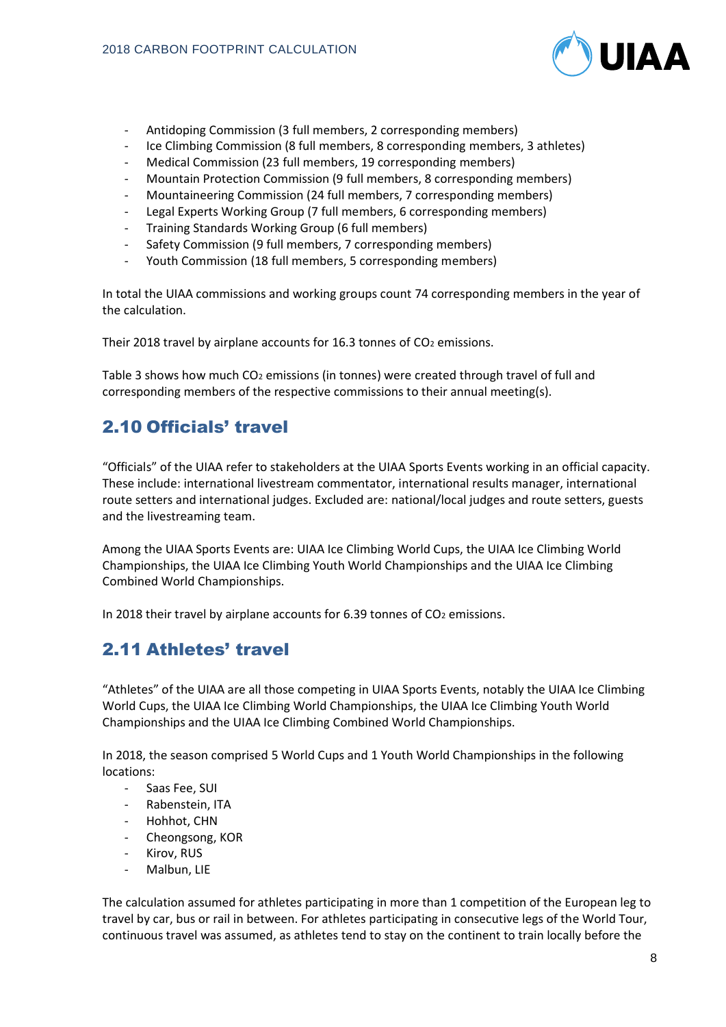- Antidoping Commission (3 full members, 2 corresponding members)
- Ice Climbing Commission (8 full members, 8 corresponding members, 3 athletes)
- Medical Commission (23 full members, 19 corresponding members)
- Mountain Protection Commission (9 full members, 8 corresponding members)
- Mountaineering Commission (24 full members, 7 corresponding members)
- Legal Experts Working Group (7 full members, 6 corresponding members)
- Training Standards Working Group (6 full members)
- Safety Commission (9 full members, 7 corresponding members)
- Youth Commission (18 full members, 5 corresponding members)

In total the UIAA commissions and working groups count 74 corresponding members in the year of the calculation.

Their 2018 travel by airplane accounts for 16.3 tonnes of $CO_2$ emissions.

Table 3 shows how much $CO_2$ emissions (in tonnes) were created through travel of full and corresponding members of the respective commissions to their annual meeting(s).

## 2.10 Officials' travel

"Officials" of the UIAA refer to stakeholders at the UIAA Sports Events working in an official capacity. These include: international livestream commentator, international results manager, international route setters and international judges. Excluded are: national/local judges and route setters, guests and the livestreaming team.

Among the UIAA Sports Events are: UIAA Ice Climbing World Cups, the UIAA Ice Climbing World Championships, the UIAA Ice Climbing Youth World Championships and the UIAA Ice Climbing Combined World Championships.

In 2018 their travel by airplane accounts for 6.39 tonnes of $CO_2$ emissions.

## 2.11 Athletes' travel

"Athletes" of the UIAA are all those competing in UIAA Sports Events, notably the UIAA Ice Climbing World Cups, the UIAA Ice Climbing World Championships, the UIAA Ice Climbing Youth World Championships and the UIAA Ice Climbing Combined World Championships.

In 2018, the season comprised 5 World Cups and 1 Youth World Championships in the following locations:

- Saas Fee, SUI
- Rabenstein, ITA
- Hohhot, CHN
- Cheongsong, KOR
- Kirov, RUS
- Malbun, LIE

The calculation assumed for athletes participating in more than 1 competition of the European leg to travel by car, bus or rail in between. For athletes participating in consecutive legs of the World Tour, continuous travel was assumed, as athletes tend to stay on the continent to train locally before the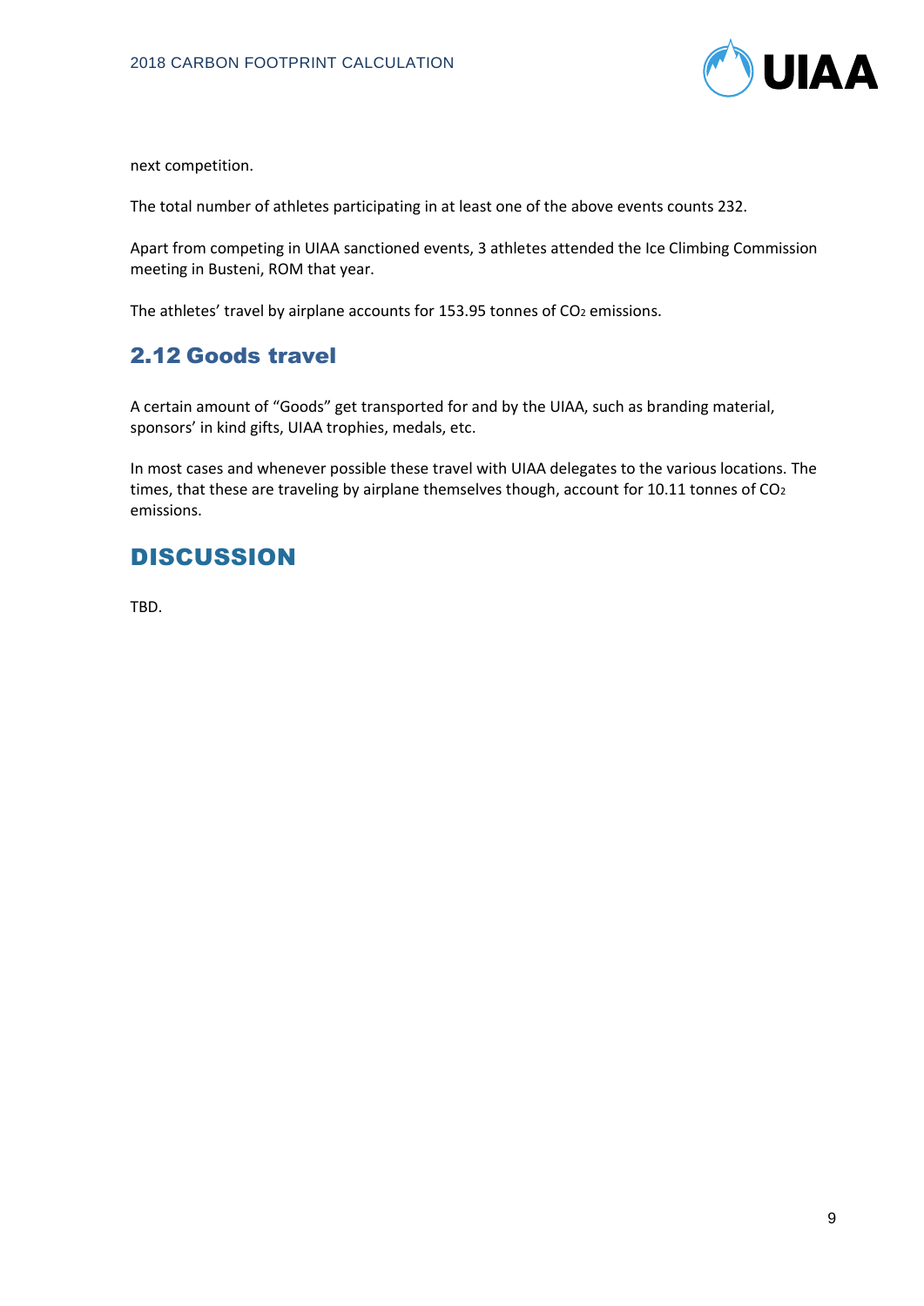next competition.

The total number of athletes participating in at least one of the above events counts 232.

Apart from competing in UIAA sanctioned events, 3 athletes attended the Ice Climbing Commission meeting in Busteni, ROM that year.

The athletes' travel by airplane accounts for 153.95 tonnes of $CO_2$ emissions.

## 2.12 Goods travel

A certain amount of "Goods" get transported for and by the UIAA, such as branding material, sponsors' in kind gifts, UIAA trophies, medals, etc.

In most cases and whenever possible these travel with UIAA delegates to the various locations. The times, that these are traveling by airplane themselves though, account for 10.11 tonnes of $CO_2$ emissions.

# DISCUSSION

TBD.